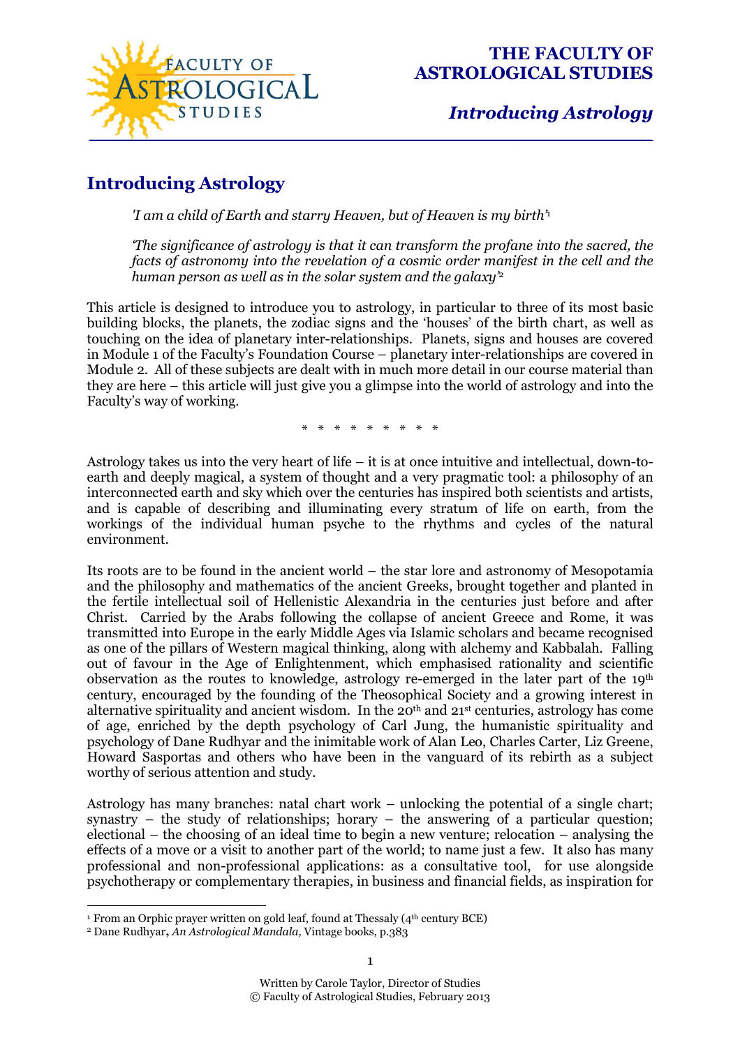# Introducing Astrology

*'I am a child of Earth and starry Heaven, but of Heaven is my birth'*[1]

*'The significance of astrology is that it can transform the profane into the sacred, the facts of astronomy into the revelation of a cosmic order manifest in the cell and the human person as well as in the solar system and the galaxy'*[2]

This article is designed to introduce you to astrology, in particular to three of its most basic building blocks, the planets, the zodiac signs and the 'houses' of the birth chart, as well as touching on the idea of planetary inter-relationships. Planets, signs and houses are covered in Module 1 of the Faculty's Foundation Course – planetary inter-relationships are covered in Module 2. All of these subjects are dealt with in much more detail in our course material than they are here – this article will just give you a glimpse into the world of astrology and into the Faculty's way of working.

\* \* \* \* \* \* \* \* \*

Astrology takes us into the very heart of life – it is at once intuitive and intellectual, down-to-earth and deeply magical, a system of thought and a very pragmatic tool: a philosophy of an interconnected earth and sky which over the centuries has inspired both scientists and artists, and is capable of describing and illuminating every stratum of life on earth, from the workings of the individual human psyche to the rhythms and cycles of the natural environment.

Its roots are to be found in the ancient world – the star lore and astronomy of Mesopotamia and the philosophy and mathematics of the ancient Greeks, brought together and planted in the fertile intellectual soil of Hellenistic Alexandria in the centuries just before and after Christ. Carried by the Arabs following the collapse of ancient Greece and Rome, it was transmitted into Europe in the early Middle Ages via Islamic scholars and became recognised as one of the pillars of Western magical thinking, along with alchemy and Kabbalah. Falling out of favour in the Age of Enlightenment, which emphasised rationality and scientific observation as the routes to knowledge, astrology re-emerged in the later part of the 19th century, encouraged by the founding of the Theosophical Society and a growing interest in alternative spirituality and ancient wisdom. In the 20th and 21st centuries, astrology has come of age, enriched by the depth psychology of Carl Jung, the humanistic spirituality and psychology of Dane Rudhyar and the inimitable work of Alan Leo, Charles Carter, Liz Greene, Howard Sasportas and others who have been in the vanguard of its rebirth as a subject worthy of serious attention and study.

Astrology has many branches: natal chart work – unlocking the potential of a single chart; synastry – the study of relationships; horary – the answering of a particular question; electional – the choosing of an ideal time to begin a new venture; relocation – analysing the effects of a move or a visit to another part of the world; to name just a few. It also has many professional and non-professional applications: as a consultative tool, for use alongside psychotherapy or complementary therapies, in business and financial fields, as inspiration for

---

[1] From an Orphic prayer written on gold leaf, found at Thessaly (4th century BCE)

[2] Dane Rudhyar, *An Astrological Mandala,* Vintage books, p.383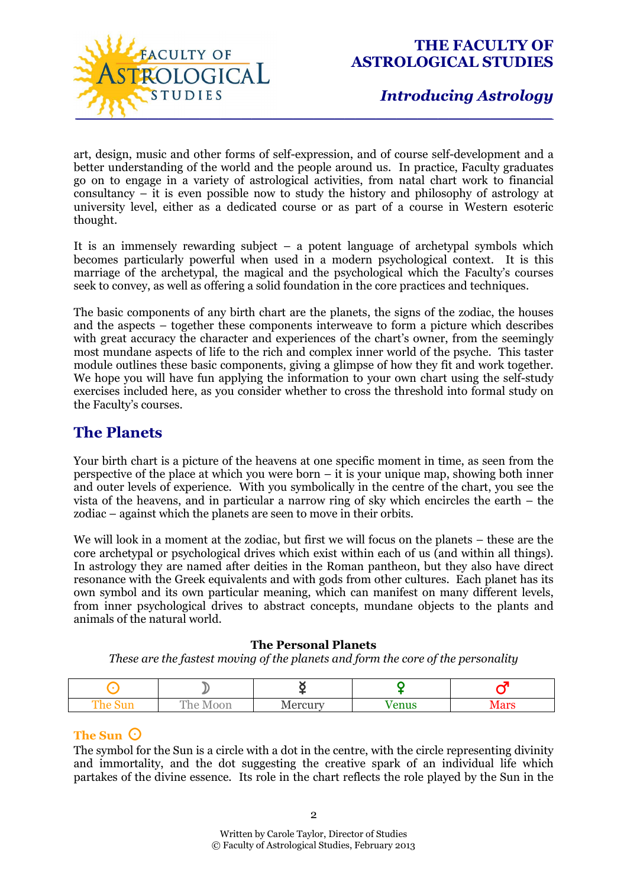art, design, music and other forms of self-expression, and of course self-development and a better understanding of the world and the people around us. In practice, Faculty graduates go on to engage in a variety of astrological activities, from natal chart work to financial consultancy – it is even possible now to study the history and philosophy of astrology at university level, either as a dedicated course or as part of a course in Western esoteric thought.

It is an immensely rewarding subject – a potent language of archetypal symbols which becomes particularly powerful when used in a modern psychological context. It is this marriage of the archetypal, the magical and the psychological which the Faculty's courses seek to convey, as well as offering a solid foundation in the core practices and techniques.

The basic components of any birth chart are the planets, the signs of the zodiac, the houses and the aspects – together these components interweave to form a picture which describes with great accuracy the character and experiences of the chart's owner, from the seemingly most mundane aspects of life to the rich and complex inner world of the psyche. This taster module outlines these basic components, giving a glimpse of how they fit and work together. We hope you will have fun applying the information to your own chart using the self-study exercises included here, as you consider whether to cross the threshold into formal study on the Faculty's courses.

## The Planets

Your birth chart is a picture of the heavens at one specific moment in time, as seen from the perspective of the place at which you were born – it is your unique map, showing both inner and outer levels of experience. With you symbolically in the centre of the chart, you see the vista of the heavens, and in particular a narrow ring of sky which encircles the earth – the zodiac – against which the planets are seen to move in their orbits.

We will look in a moment at the zodiac, but first we will focus on the planets – these are the core archetypal or psychological drives which exist within each of us (and within all things). In astrology they are named after deities in the Roman pantheon, but they also have direct resonance with the Greek equivalents and with gods from other cultures. Each planet has its own symbol and its own particular meaning, which can manifest on many different levels, from inner psychological drives to abstract concepts, mundane objects to the plants and animals of the natural world.

**The Personal Planets**

*These are the fastest moving of the planets and form the core of the personality*

| ☉ | ☽ | ☿ | ♀ | ♂ |
|---|---|---|---|---|
| The Sun | The Moon | Mercury | Venus | Mars |

### The Sun ☉

The symbol for the Sun is a circle with a dot in the centre, with the circle representing divinity and immortality, and the dot suggesting the creative spark of an individual life which partakes of the divine essence. Its role in the chart reflects the role played by the Sun in the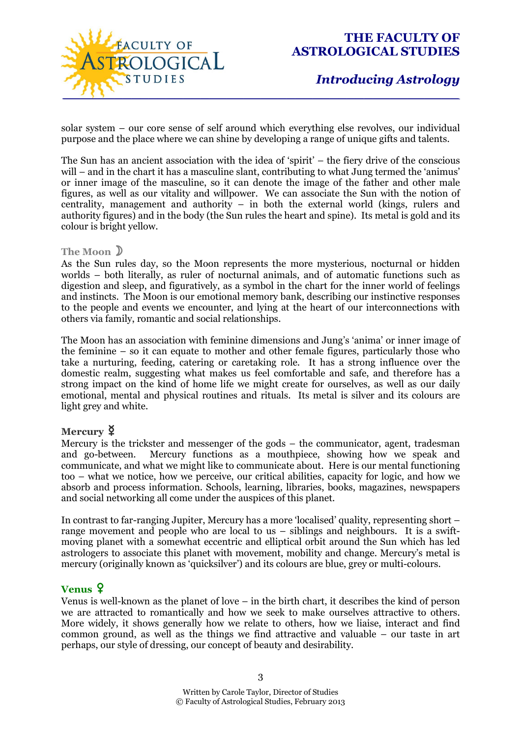solar system – our core sense of self around which everything else revolves, our individual purpose and the place where we can shine by developing a range of unique gifts and talents.

The Sun has an ancient association with the idea of 'spirit' – the fiery drive of the conscious will – and in the chart it has a masculine slant, contributing to what Jung termed the 'animus' or inner image of the masculine, so it can denote the image of the father and other male figures, as well as our vitality and willpower. We can associate the Sun with the notion of centrality, management and authority – in both the external world (kings, rulers and authority figures) and in the body (the Sun rules the heart and spine). Its metal is gold and its colour is bright yellow.

### The Moon ☽

As the Sun rules day, so the Moon represents the more mysterious, nocturnal or hidden worlds – both literally, as ruler of nocturnal animals, and of automatic functions such as digestion and sleep, and figuratively, as a symbol in the chart for the inner world of feelings and instincts. The Moon is our emotional memory bank, describing our instinctive responses to the people and events we encounter, and lying at the heart of our interconnections with others via family, romantic and social relationships.

The Moon has an association with feminine dimensions and Jung's 'anima' or inner image of the feminine – so it can equate to mother and other female figures, particularly those who take a nurturing, feeding, catering or caretaking role. It has a strong influence over the domestic realm, suggesting what makes us feel comfortable and safe, and therefore has a strong impact on the kind of home life we might create for ourselves, as well as our daily emotional, mental and physical routines and rituals. Its metal is silver and its colours are light grey and white.

### Mercury ☿

Mercury is the trickster and messenger of the gods – the communicator, agent, tradesman and go-between. Mercury functions as a mouthpiece, showing how we speak and communicate, and what we might like to communicate about. Here is our mental functioning too – what we notice, how we perceive, our critical abilities, capacity for logic, and how we absorb and process information. Schools, learning, libraries, books, magazines, newspapers and social networking all come under the auspices of this planet.

In contrast to far-ranging Jupiter, Mercury has a more 'localised' quality, representing short – range movement and people who are local to us – siblings and neighbours. It is a swift-moving planet with a somewhat eccentric and elliptical orbit around the Sun which has led astrologers to associate this planet with movement, mobility and change. Mercury's metal is mercury (originally known as 'quicksilver') and its colours are blue, grey or multi-colours.

### Venus ♀

Venus is well-known as the planet of love – in the birth chart, it describes the kind of person we are attracted to romantically and how we seek to make ourselves attractive to others. More widely, it shows generally how we relate to others, how we liaise, interact and find common ground, as well as the things we find attractive and valuable – our taste in art perhaps, our style of dressing, our concept of beauty and desirability.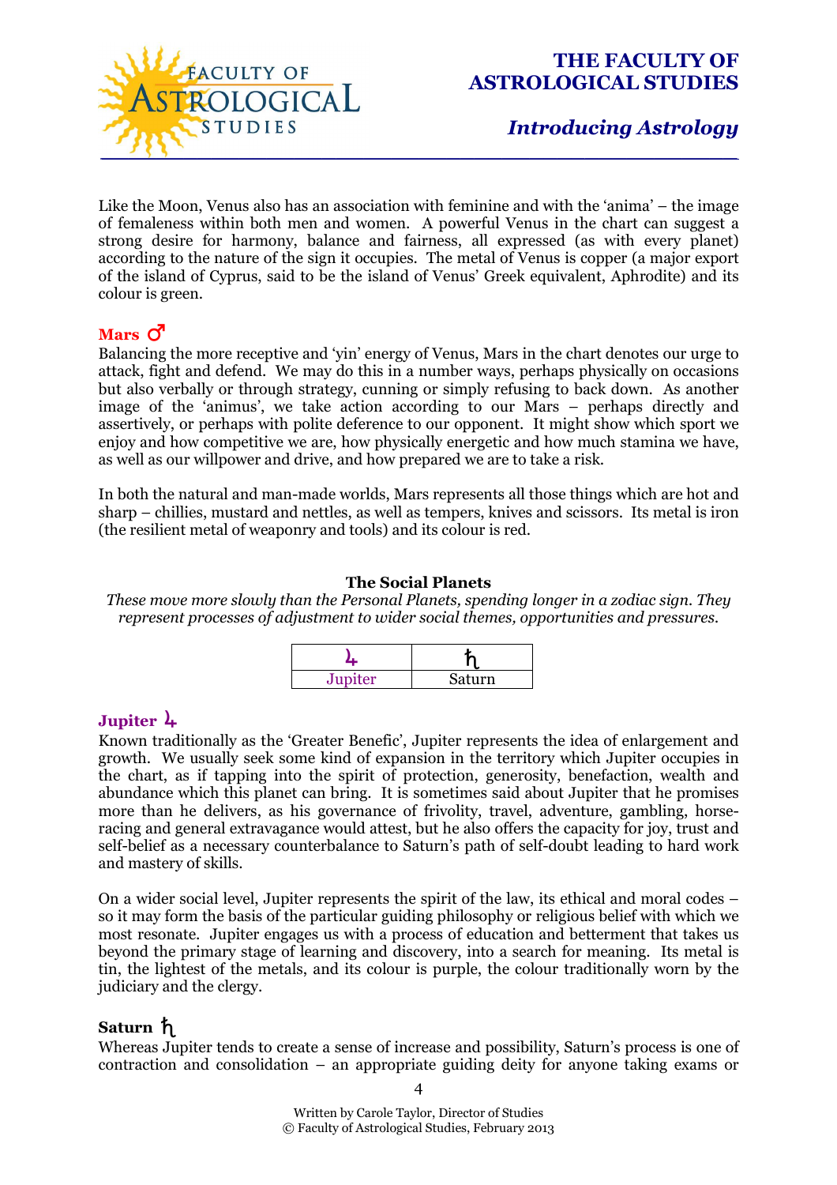Like the Moon, Venus also has an association with feminine and with the 'anima' – the image of femaleness within both men and women. A powerful Venus in the chart can suggest a strong desire for harmony, balance and fairness, all expressed (as with every planet) according to the nature of the sign it occupies. The metal of Venus is copper (a major export of the island of Cyprus, said to be the island of Venus' Greek equivalent, Aphrodite) and its colour is green.

### Mars ♂

Balancing the more receptive and 'yin' energy of Venus, Mars in the chart denotes our urge to attack, fight and defend. We may do this in a number ways, perhaps physically on occasions but also verbally or through strategy, cunning or simply refusing to back down. As another image of the 'animus', we take action according to our Mars – perhaps directly and assertively, or perhaps with polite deference to our opponent. It might show which sport we enjoy and how competitive we are, how physically energetic and how much stamina we have, as well as our willpower and drive, and how prepared we are to take a risk.

In both the natural and man-made worlds, Mars represents all those things which are hot and sharp – chillies, mustard and nettles, as well as tempers, knives and scissors. Its metal is iron (the resilient metal of weaponry and tools) and its colour is red.

## The Social Planets

*These move more slowly than the Personal Planets, spending longer in a zodiac sign. They represent processes of adjustment to wider social themes, opportunities and pressures.*

| ♃ | ♄ |
|---|---|
| Jupiter | Saturn |

### Jupiter ♃

Known traditionally as the 'Greater Benefic', Jupiter represents the idea of enlargement and growth. We usually seek some kind of expansion in the territory which Jupiter occupies in the chart, as if tapping into the spirit of protection, generosity, benefaction, wealth and abundance which this planet can bring. It is sometimes said about Jupiter that he promises more than he delivers, as his governance of frivolity, travel, adventure, gambling, horse-racing and general extravagance would attest, but he also offers the capacity for joy, trust and self-belief as a necessary counterbalance to Saturn's path of self-doubt leading to hard work and mastery of skills.

On a wider social level, Jupiter represents the spirit of the law, its ethical and moral codes – so it may form the basis of the particular guiding philosophy or religious belief with which we most resonate. Jupiter engages us with a process of education and betterment that takes us beyond the primary stage of learning and discovery, into a search for meaning. Its metal is tin, the lightest of the metals, and its colour is purple, the colour traditionally worn by the judiciary and the clergy.

### Saturn ♄

Whereas Jupiter tends to create a sense of increase and possibility, Saturn's process is one of contraction and consolidation – an appropriate guiding deity for anyone taking exams or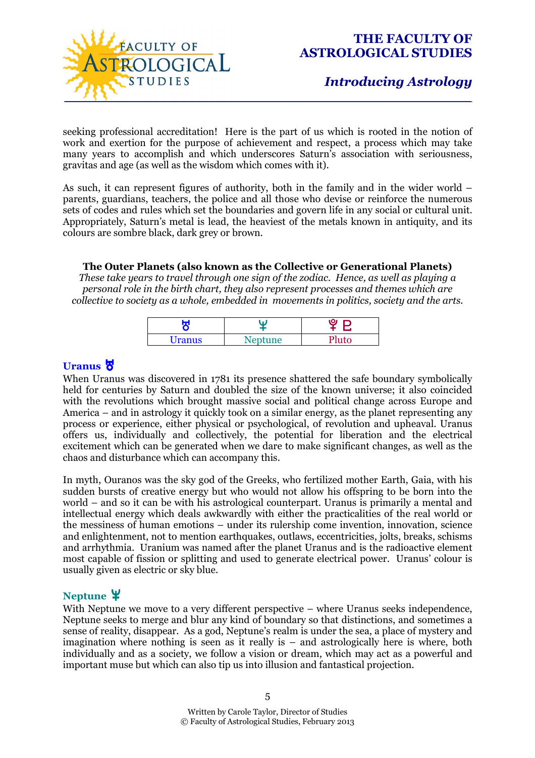seeking professional accreditation! Here is the part of us which is rooted in the notion of work and exertion for the purpose of achievement and respect, a process which may take many years to accomplish and which underscores Saturn's association with seriousness, gravitas and age (as well as the wisdom which comes with it).

As such, it can represent figures of authority, both in the family and in the wider world – parents, guardians, teachers, the police and all those who devise or reinforce the numerous sets of codes and rules which set the boundaries and govern life in any social or cultural unit. Appropriately, Saturn's metal is lead, the heaviest of the metals known in antiquity, and its colours are sombre black, dark grey or brown.

**The Outer Planets (also known as the Collective or Generational Planets)**

*These take years to travel through one sign of the zodiac. Hence, as well as playing a personal role in the birth chart, they also represent processes and themes which are collective to society as a whole, embedded in movements in politics, society and the arts.*

| ♅ | ♆ | ♇ ♇ |
|---|---|---|
| Uranus | Neptune | Pluto |

### Uranus ♅

When Uranus was discovered in 1781 its presence shattered the safe boundary symbolically held for centuries by Saturn and doubled the size of the known universe; it also coincided with the revolutions which brought massive social and political change across Europe and America – and in astrology it quickly took on a similar energy, as the planet representing any process or experience, either physical or psychological, of revolution and upheaval. Uranus offers us, individually and collectively, the potential for liberation and the electrical excitement which can be generated when we dare to make significant changes, as well as the chaos and disturbance which can accompany this.

In myth, Ouranos was the sky god of the Greeks, who fertilized mother Earth, Gaia, with his sudden bursts of creative energy but who would not allow his offspring to be born into the world – and so it can be with his astrological counterpart. Uranus is primarily a mental and intellectual energy which deals awkwardly with either the practicalities of the real world or the messiness of human emotions – under its rulership come invention, innovation, science and enlightenment, not to mention earthquakes, outlaws, eccentricities, jolts, breaks, schisms and arrhythmia. Uranium was named after the planet Uranus and is the radioactive element most capable of fission or splitting and used to generate electrical power. Uranus' colour is usually given as electric or sky blue.

### Neptune ♆

With Neptune we move to a very different perspective – where Uranus seeks independence, Neptune seeks to merge and blur any kind of boundary so that distinctions, and sometimes a sense of reality, disappear. As a god, Neptune's realm is under the sea, a place of mystery and imagination where nothing is seen as it really is – and astrologically here is where, both individually and as a society, we follow a vision or dream, which may act as a powerful and important muse but which can also tip us into illusion and fantastical projection.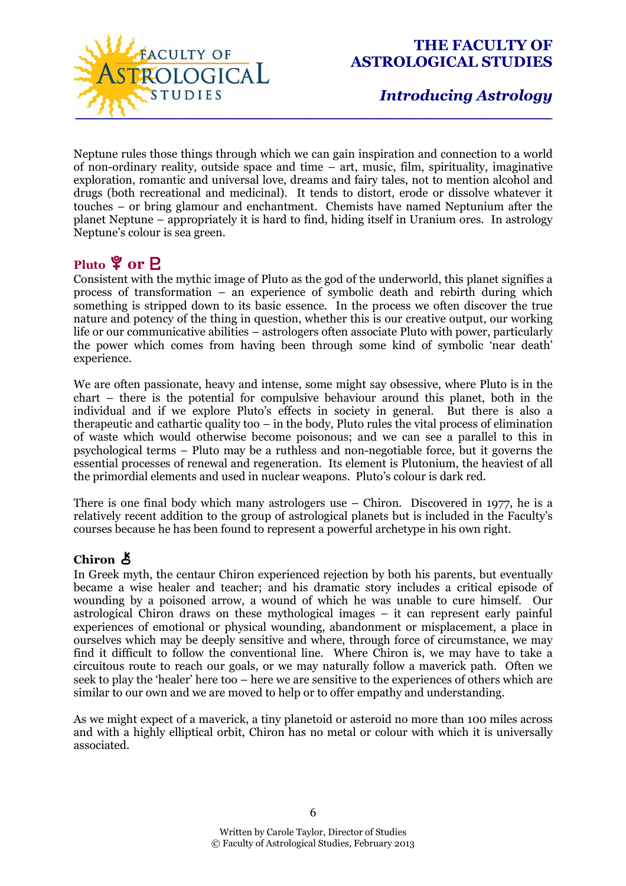Neptune rules those things through which we can gain inspiration and connection to a world of non-ordinary reality, outside space and time – art, music, film, spirituality, imaginative exploration, romantic and universal love, dreams and fairy tales, not to mention alcohol and drugs (both recreational and medicinal). It tends to distort, erode or dissolve whatever it touches – or bring glamour and enchantment. Chemists have named Neptunium after the planet Neptune – appropriately it is hard to find, hiding itself in Uranium ores. In astrology Neptune's colour is sea green.

### Pluto ♇ or ♇

Consistent with the mythic image of Pluto as the god of the underworld, this planet signifies a process of transformation – an experience of symbolic death and rebirth during which something is stripped down to its basic essence. In the process we often discover the true nature and potency of the thing in question, whether this is our creative output, our working life or our communicative abilities – astrologers often associate Pluto with power, particularly the power which comes from having been through some kind of symbolic 'near death' experience.

We are often passionate, heavy and intense, some might say obsessive, where Pluto is in the chart – there is the potential for compulsive behaviour around this planet, both in the individual and if we explore Pluto's effects in society in general. But there is also a therapeutic and cathartic quality too – in the body, Pluto rules the vital process of elimination of waste which would otherwise become poisonous; and we can see a parallel to this in psychological terms – Pluto may be a ruthless and non-negotiable force, but it governs the essential processes of renewal and regeneration. Its element is Plutonium, the heaviest of all the primordial elements and used in nuclear weapons. Pluto's colour is dark red.

There is one final body which many astrologers use – Chiron. Discovered in 1977, he is a relatively recent addition to the group of astrological planets but is included in the Faculty's courses because he has been found to represent a powerful archetype in his own right.

### Chiron ⚷

In Greek myth, the centaur Chiron experienced rejection by both his parents, but eventually became a wise healer and teacher; and his dramatic story includes a critical episode of wounding by a poisoned arrow, a wound of which he was unable to cure himself. Our astrological Chiron draws on these mythological images – it can represent early painful experiences of emotional or physical wounding, abandonment or misplacement, a place in ourselves which may be deeply sensitive and where, through force of circumstance, we may find it difficult to follow the conventional line. Where Chiron is, we may have to take a circuitous route to reach our goals, or we may naturally follow a maverick path. Often we seek to play the 'healer' here too – here we are sensitive to the experiences of others which are similar to our own and we are moved to help or to offer empathy and understanding.

As we might expect of a maverick, a tiny planetoid or asteroid no more than 100 miles across and with a highly elliptical orbit, Chiron has no metal or colour with which it is universally associated.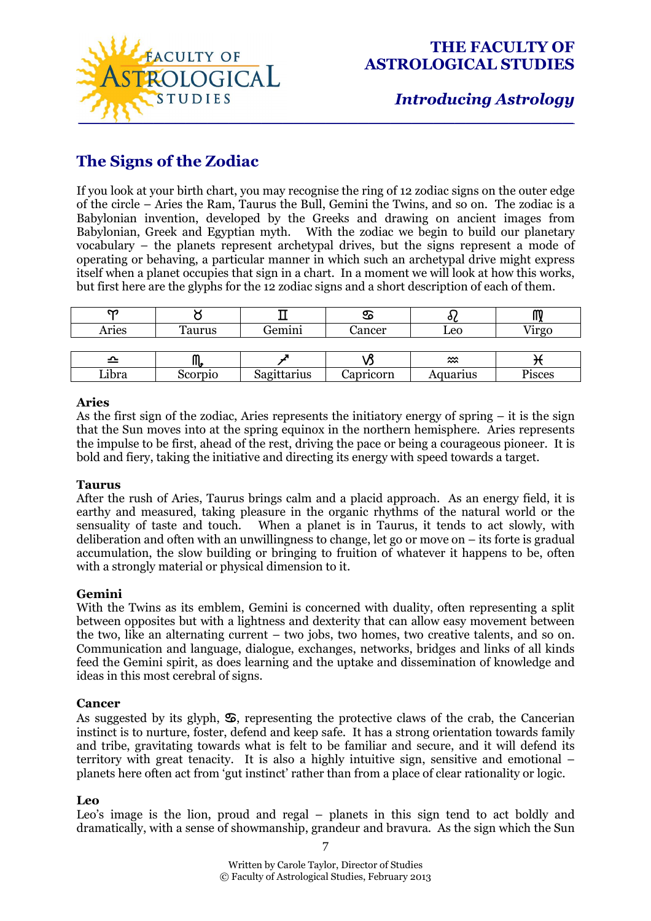## The Signs of the Zodiac

If you look at your birth chart, you may recognise the ring of 12 zodiac signs on the outer edge of the circle – Aries the Ram, Taurus the Bull, Gemini the Twins, and so on. The zodiac is a Babylonian invention, developed by the Greeks and drawing on ancient images from Babylonian, Greek and Egyptian myth. With the zodiac we begin to build our planetary vocabulary – the planets represent archetypal drives, but the signs represent a mode of operating or behaving, a particular manner in which such an archetypal drive might express itself when a planet occupies that sign in a chart. In a moment we will look at how this works, but first here are the glyphs for the 12 zodiac signs and a short description of each of them.

| ♈ | ♉ | ♊ | ♋ | ♌ | ♍ |
|---|---|---|---|---|---|
| Aries | Taurus | Gemini | Cancer | Leo | Virgo |

| ♎ | ♏ | ♐ | ♑ | ♒ | ♓ |
|---|---|---|---|---|---|
| Libra | Scorpio | Sagittarius | Capricorn | Aquarius | Pisces |

**Aries**
As the first sign of the zodiac, Aries represents the initiatory energy of spring – it is the sign that the Sun moves into at the spring equinox in the northern hemisphere. Aries represents the impulse to be first, ahead of the rest, driving the pace or being a courageous pioneer. It is bold and fiery, taking the initiative and directing its energy with speed towards a target.

**Taurus**
After the rush of Aries, Taurus brings calm and a placid approach. As an energy field, it is earthy and measured, taking pleasure in the organic rhythms of the natural world or the sensuality of taste and touch. When a planet is in Taurus, it tends to act slowly, with deliberation and often with an unwillingness to change, let go or move on – its forte is gradual accumulation, the slow building or bringing to fruition of whatever it happens to be, often with a strongly material or physical dimension to it.

**Gemini**
With the Twins as its emblem, Gemini is concerned with duality, often representing a split between opposites but with a lightness and dexterity that can allow easy movement between the two, like an alternating current – two jobs, two homes, two creative talents, and so on. Communication and language, dialogue, exchanges, networks, bridges and links of all kinds feed the Gemini spirit, as does learning and the uptake and dissemination of knowledge and ideas in this most cerebral of signs.

**Cancer**
As suggested by its glyph, ♋, representing the protective claws of the crab, the Cancerian instinct is to nurture, foster, defend and keep safe. It has a strong orientation towards family and tribe, gravitating towards what is felt to be familiar and secure, and it will defend its territory with great tenacity. It is also a highly intuitive sign, sensitive and emotional – planets here often act from 'gut instinct' rather than from a place of clear rationality or logic.

**Leo**
Leo's image is the lion, proud and regal – planets in this sign tend to act boldly and dramatically, with a sense of showmanship, grandeur and bravura. As the sign which the Sun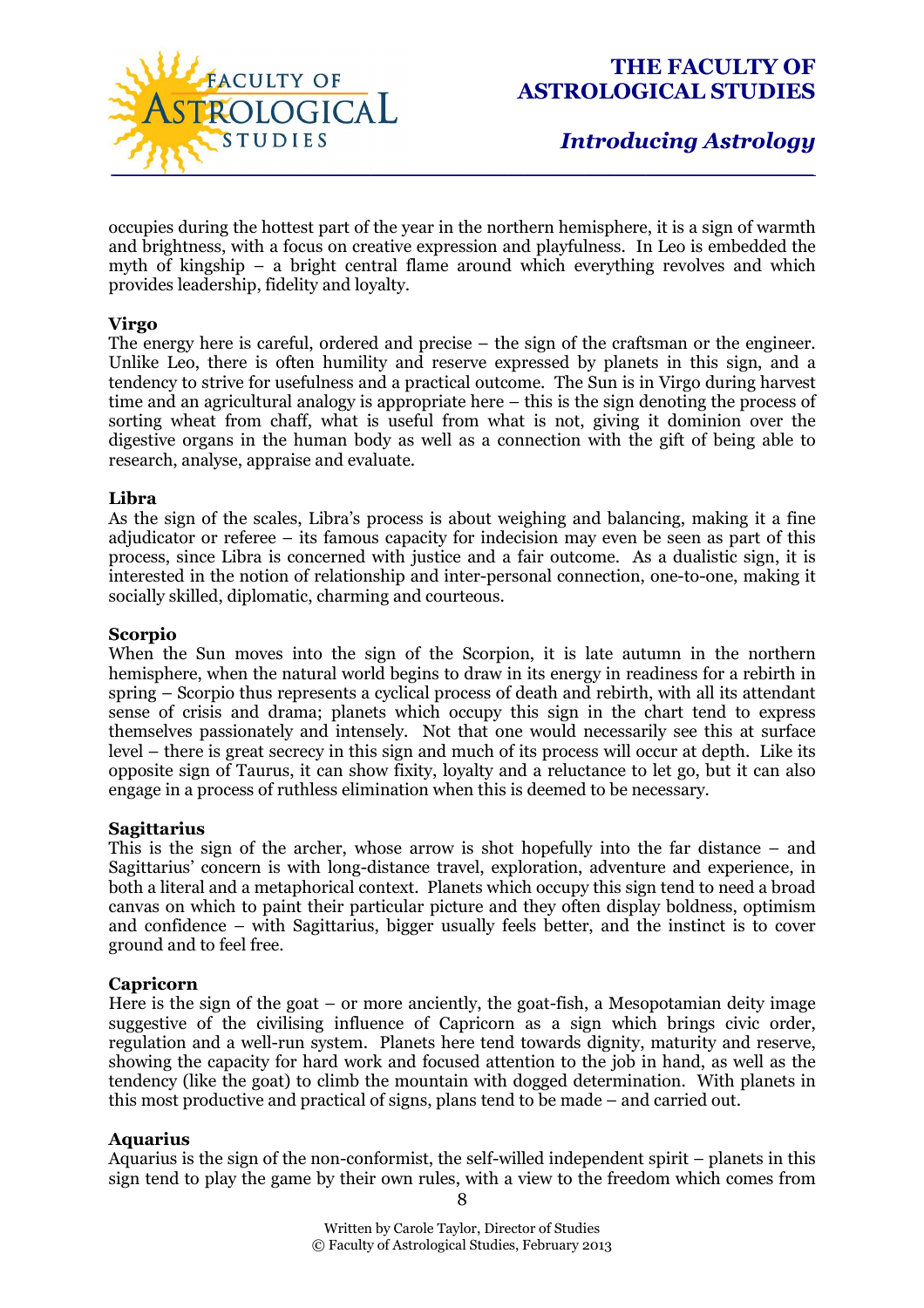occupies during the hottest part of the year in the northern hemisphere, it is a sign of warmth and brightness, with a focus on creative expression and playfulness. In Leo is embedded the myth of kingship – a bright central flame around which everything revolves and which provides leadership, fidelity and loyalty.

**Virgo**

The energy here is careful, ordered and precise – the sign of the craftsman or the engineer. Unlike Leo, there is often humility and reserve expressed by planets in this sign, and a tendency to strive for usefulness and a practical outcome. The Sun is in Virgo during harvest time and an agricultural analogy is appropriate here – this is the sign denoting the process of sorting wheat from chaff, what is useful from what is not, giving it dominion over the digestive organs in the human body as well as a connection with the gift of being able to research, analyse, appraise and evaluate.

**Libra**

As the sign of the scales, Libra's process is about weighing and balancing, making it a fine adjudicator or referee – its famous capacity for indecision may even be seen as part of this process, since Libra is concerned with justice and a fair outcome. As a dualistic sign, it is interested in the notion of relationship and inter-personal connection, one-to-one, making it socially skilled, diplomatic, charming and courteous.

**Scorpio**

When the Sun moves into the sign of the Scorpion, it is late autumn in the northern hemisphere, when the natural world begins to draw in its energy in readiness for a rebirth in spring – Scorpio thus represents a cyclical process of death and rebirth, with all its attendant sense of crisis and drama; planets which occupy this sign in the chart tend to express themselves passionately and intensely. Not that one would necessarily see this at surface level – there is great secrecy in this sign and much of its process will occur at depth. Like its opposite sign of Taurus, it can show fixity, loyalty and a reluctance to let go, but it can also engage in a process of ruthless elimination when this is deemed to be necessary.

**Sagittarius**

This is the sign of the archer, whose arrow is shot hopefully into the far distance – and Sagittarius' concern is with long-distance travel, exploration, adventure and experience, in both a literal and a metaphorical context. Planets which occupy this sign tend to need a broad canvas on which to paint their particular picture and they often display boldness, optimism and confidence – with Sagittarius, bigger usually feels better, and the instinct is to cover ground and to feel free.

**Capricorn**

Here is the sign of the goat – or more anciently, the goat-fish, a Mesopotamian deity image suggestive of the civilising influence of Capricorn as a sign which brings civic order, regulation and a well-run system. Planets here tend towards dignity, maturity and reserve, showing the capacity for hard work and focused attention to the job in hand, as well as the tendency (like the goat) to climb the mountain with dogged determination. With planets in this most productive and practical of signs, plans tend to be made – and carried out.

**Aquarius**

Aquarius is the sign of the non-conformist, the self-willed independent spirit – planets in this sign tend to play the game by their own rules, with a view to the freedom which comes from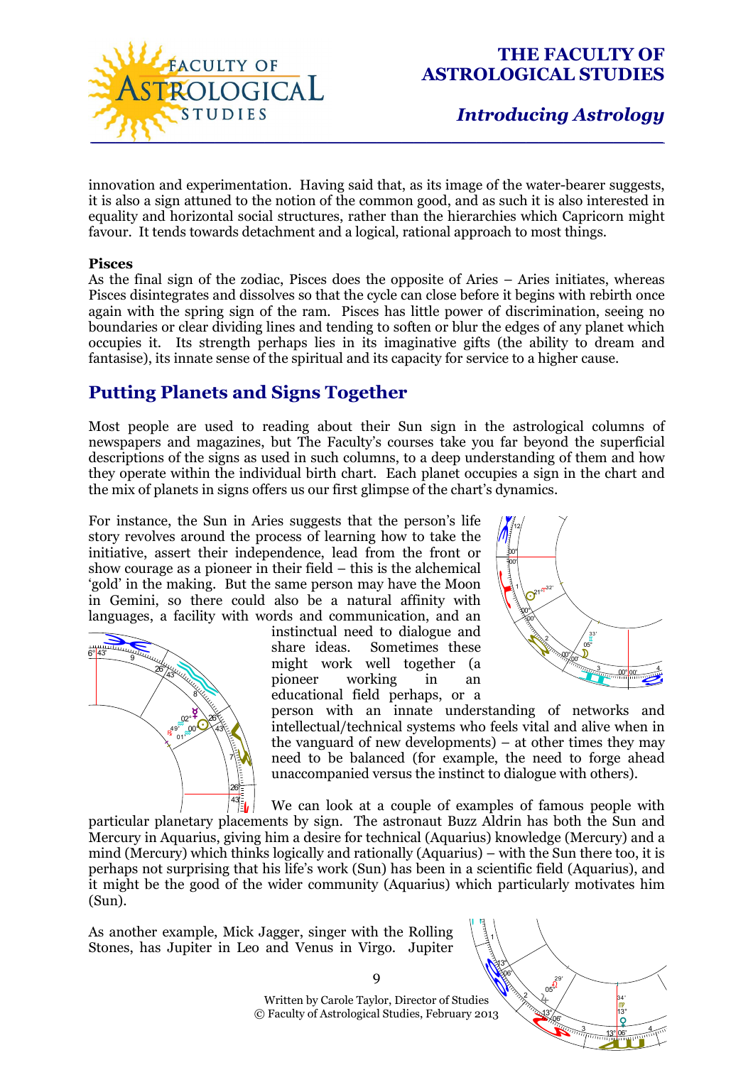innovation and experimentation. Having said that, as its image of the water-bearer suggests, it is also a sign attuned to the notion of the common good, and as such it is also interested in equality and horizontal social structures, rather than the hierarchies which Capricorn might favour. It tends towards detachment and a logical, rational approach to most things.

**Pisces**
As the final sign of the zodiac, Pisces does the opposite of Aries – Aries initiates, whereas Pisces disintegrates and dissolves so that the cycle can close before it begins with rebirth once again with the spring sign of the ram. Pisces has little power of discrimination, seeing no boundaries or clear dividing lines and tending to soften or blur the edges of any planet which occupies it. Its strength perhaps lies in its imaginative gifts (the ability to dream and fantasise), its innate sense of the spiritual and its capacity for service to a higher cause.

## Putting Planets and Signs Together

Most people are used to reading about their Sun sign in the astrological columns of newspapers and magazines, but The Faculty's courses take you far beyond the superficial descriptions of the signs as used in such columns, to a deep understanding of them and how they operate within the individual birth chart. Each planet occupies a sign in the chart and the mix of planets in signs offers us our first glimpse of the chart's dynamics.

For instance, the Sun in Aries suggests that the person's life story revolves around the process of learning how to take the initiative, assert their independence, lead from the front or show courage as a pioneer in their field – this is the alchemical 'gold' in the making. But the same person may have the Moon in Gemini, so there could also be a natural affinity with languages, a facility with words and communication, and an instinctual need to dialogue and share ideas. Sometimes these might work well together (a pioneer working in an educational field perhaps, or a person with an innate understanding of networks and intellectual/technical systems who feels vital and alive when in the vanguard of new developments) – at other times they may need to be balanced (for example, the need to forge ahead unaccompanied versus the instinct to dialogue with others).

We can look at a couple of examples of famous people with particular planetary placements by sign. The astronaut Buzz Aldrin has both the Sun and Mercury in Aquarius, giving him a desire for technical (Aquarius) knowledge (Mercury) and a mind (Mercury) which thinks logically and rationally (Aquarius) – with the Sun there too, it is perhaps not surprising that his life's work (Sun) has been in a scientific field (Aquarius), and it might be the good of the wider community (Aquarius) which particularly motivates him (Sun).

As another example, Mick Jagger, singer with the Rolling Stones, has Jupiter in Leo and Venus in Virgo. Jupiter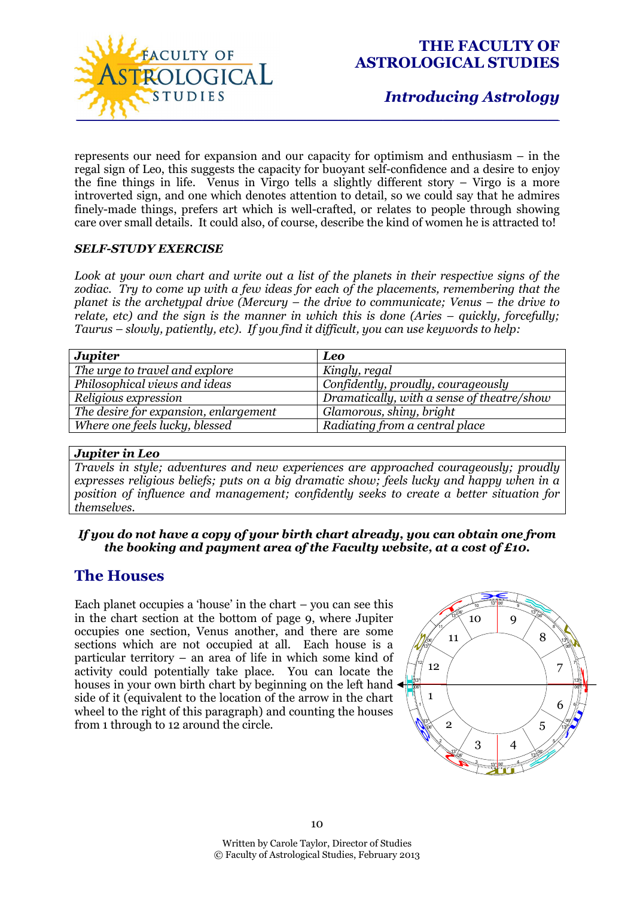represents our need for expansion and our capacity for optimism and enthusiasm – in the regal sign of Leo, this suggests the capacity for buoyant self-confidence and a desire to enjoy the fine things in life. Venus in Virgo tells a slightly different story – Virgo is a more introverted sign, and one which denotes attention to detail, so we could say that he admires finely-made things, prefers art which is well-crafted, or relates to people through showing care over small details. It could also, of course, describe the kind of women he is attracted to!

***SELF-STUDY EXERCISE***

*Look at your own chart and write out a list of the planets in their respective signs of the zodiac. Try to come up with a few ideas for each of the placements, remembering that the planet is the archetypal drive (Mercury – the drive to communicate; Venus – the drive to relate, etc) and the sign is the manner in which this is done (Aries – quickly, forcefully; Taurus – slowly, patiently, etc). If you find it difficult, you can use keywords to help:*

| ***Jupiter*** | ***Leo*** |
|---|---|
| *The urge to travel and explore* | *Kingly, regal* |
| *Philosophical views and ideas* | *Confidently, proudly, courageously* |
| *Religious expression* | *Dramatically, with a sense of theatre/show* |
| *The desire for expansion, enlargement* | *Glamorous, shiny, bright* |
| *Where one feels lucky, blessed* | *Radiating from a central place* |

| ***Jupiter in Leo*** |
|---|
| *Travels in style; adventures and new experiences are approached courageously; proudly expresses religious beliefs; puts on a big dramatic show; feels lucky and happy when in a position of influence and management; confidently seeks to create a better situation for themselves.* |

***If you do not have a copy of your birth chart already, you can obtain one from the booking and payment area of the Faculty website, at a cost of £10.***

## The Houses

Each planet occupies a 'house' in the chart – you can see this in the chart section at the bottom of page 9, where Jupiter occupies one section, Venus another, and there are some sections which are not occupied at all. Each house is a particular territory – an area of life in which some kind of activity could potentially take place. You can locate the houses in your own birth chart by beginning on the left hand side of it (equivalent to the location of the arrow in the chart wheel to the right of this paragraph) and counting the houses from 1 through to 12 around the circle.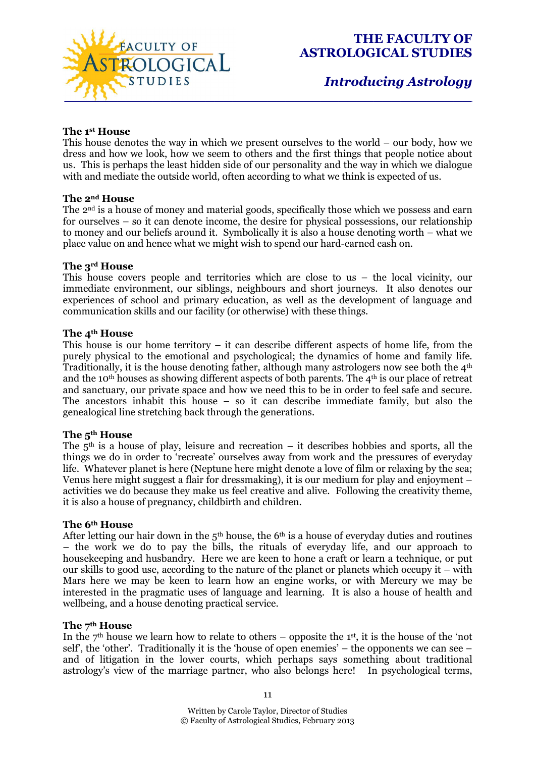### The 1st House

This house denotes the way in which we present ourselves to the world – our body, how we dress and how we look, how we seem to others and the first things that people notice about us. This is perhaps the least hidden side of our personality and the way in which we dialogue with and mediate the outside world, often according to what we think is expected of us.

### The 2nd House

The 2nd is a house of money and material goods, specifically those which we possess and earn for ourselves – so it can denote income, the desire for physical possessions, our relationship to money and our beliefs around it. Symbolically it is also a house denoting worth – what we place value on and hence what we might wish to spend our hard-earned cash on.

### The 3rd House

This house covers people and territories which are close to us – the local vicinity, our immediate environment, our siblings, neighbours and short journeys. It also denotes our experiences of school and primary education, as well as the development of language and communication skills and our facility (or otherwise) with these things.

### The 4th House

This house is our home territory – it can describe different aspects of home life, from the purely physical to the emotional and psychological; the dynamics of home and family life. Traditionally, it is the house denoting father, although many astrologers now see both the 4th and the 10th houses as showing different aspects of both parents. The 4th is our place of retreat and sanctuary, our private space and how we need this to be in order to feel safe and secure. The ancestors inhabit this house – so it can describe immediate family, but also the genealogical line stretching back through the generations.

### The 5th House

The 5th is a house of play, leisure and recreation – it describes hobbies and sports, all the things we do in order to 'recreate' ourselves away from work and the pressures of everyday life. Whatever planet is here (Neptune here might denote a love of film or relaxing by the sea; Venus here might suggest a flair for dressmaking), it is our medium for play and enjoyment – activities we do because they make us feel creative and alive. Following the creativity theme, it is also a house of pregnancy, childbirth and children.

### The 6th House

After letting our hair down in the 5th house, the 6th is a house of everyday duties and routines – the work we do to pay the bills, the rituals of everyday life, and our approach to housekeeping and husbandry. Here we are keen to hone a craft or learn a technique, or put our skills to good use, according to the nature of the planet or planets which occupy it – with Mars here we may be keen to learn how an engine works, or with Mercury we may be interested in the pragmatic uses of language and learning. It is also a house of health and wellbeing, and a house denoting practical service.

### The 7th House

In the 7th house we learn how to relate to others – opposite the 1st, it is the house of the 'not self', the 'other'. Traditionally it is the 'house of open enemies' – the opponents we can see – and of litigation in the lower courts, which perhaps says something about traditional astrology's view of the marriage partner, who also belongs here! In psychological terms,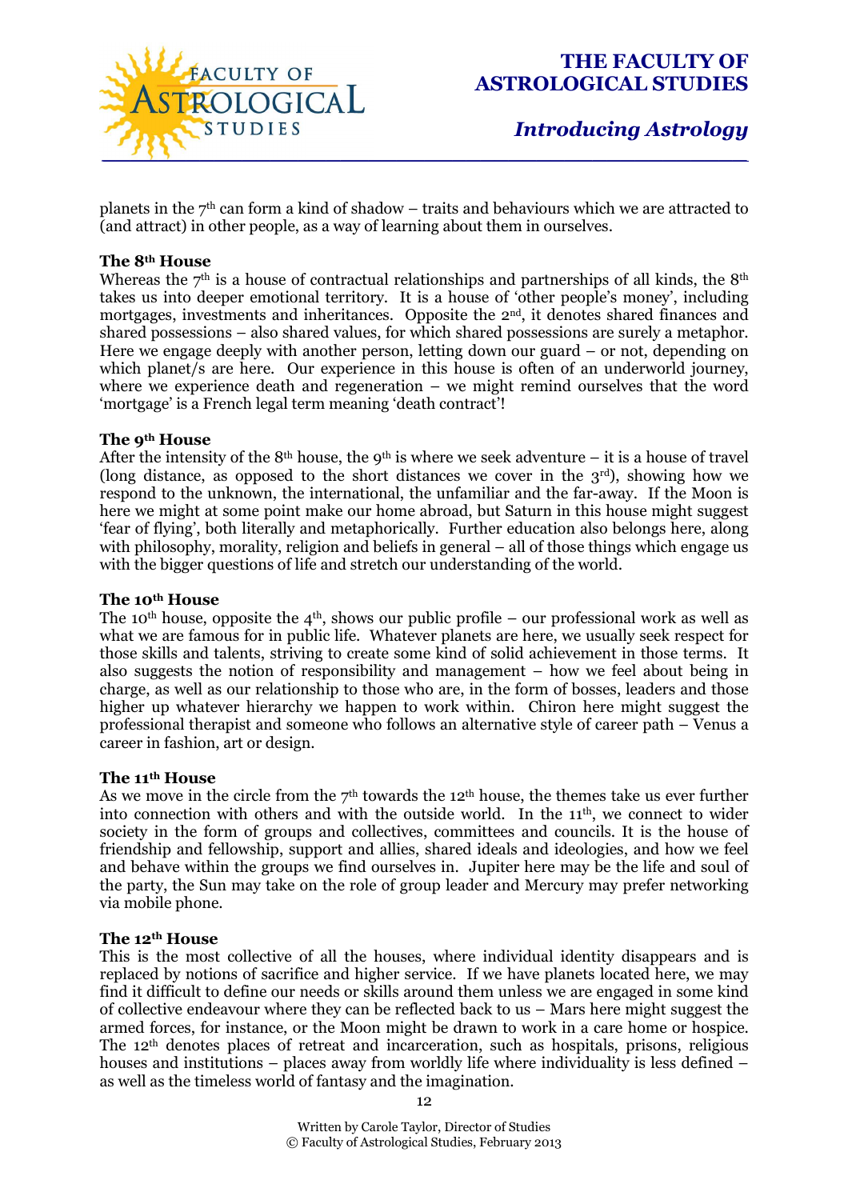planets in the 7th can form a kind of shadow – traits and behaviours which we are attracted to (and attract) in other people, as a way of learning about them in ourselves.

**The 8th House**
Whereas the 7th is a house of contractual relationships and partnerships of all kinds, the 8th takes us into deeper emotional territory. It is a house of 'other people's money', including mortgages, investments and inheritances. Opposite the 2nd, it denotes shared finances and shared possessions – also shared values, for which shared possessions are surely a metaphor. Here we engage deeply with another person, letting down our guard – or not, depending on which planet/s are here. Our experience in this house is often of an underworld journey, where we experience death and regeneration – we might remind ourselves that the word 'mortgage' is a French legal term meaning 'death contract'!

**The 9th House**
After the intensity of the 8th house, the 9th is where we seek adventure – it is a house of travel (long distance, as opposed to the short distances we cover in the 3rd), showing how we respond to the unknown, the international, the unfamiliar and the far-away. If the Moon is here we might at some point make our home abroad, but Saturn in this house might suggest 'fear of flying', both literally and metaphorically. Further education also belongs here, along with philosophy, morality, religion and beliefs in general – all of those things which engage us with the bigger questions of life and stretch our understanding of the world.

**The 10th House**
The 10th house, opposite the 4th, shows our public profile – our professional work as well as what we are famous for in public life. Whatever planets are here, we usually seek respect for those skills and talents, striving to create some kind of solid achievement in those terms. It also suggests the notion of responsibility and management – how we feel about being in charge, as well as our relationship to those who are, in the form of bosses, leaders and those higher up whatever hierarchy we happen to work within. Chiron here might suggest the professional therapist and someone who follows an alternative style of career path – Venus a career in fashion, art or design.

**The 11th House**
As we move in the circle from the 7th towards the 12th house, the themes take us ever further into connection with others and with the outside world. In the 11th, we connect to wider society in the form of groups and collectives, committees and councils. It is the house of friendship and fellowship, support and allies, shared ideals and ideologies, and how we feel and behave within the groups we find ourselves in. Jupiter here may be the life and soul of the party, the Sun may take on the role of group leader and Mercury may prefer networking via mobile phone.

**The 12th House**
This is the most collective of all the houses, where individual identity disappears and is replaced by notions of sacrifice and higher service. If we have planets located here, we may find it difficult to define our needs or skills around them unless we are engaged in some kind of collective endeavour where they can be reflected back to us – Mars here might suggest the armed forces, for instance, or the Moon might be drawn to work in a care home or hospice. The 12th denotes places of retreat and incarceration, such as hospitals, prisons, religious houses and institutions – places away from worldly life where individuality is less defined – as well as the timeless world of fantasy and the imagination.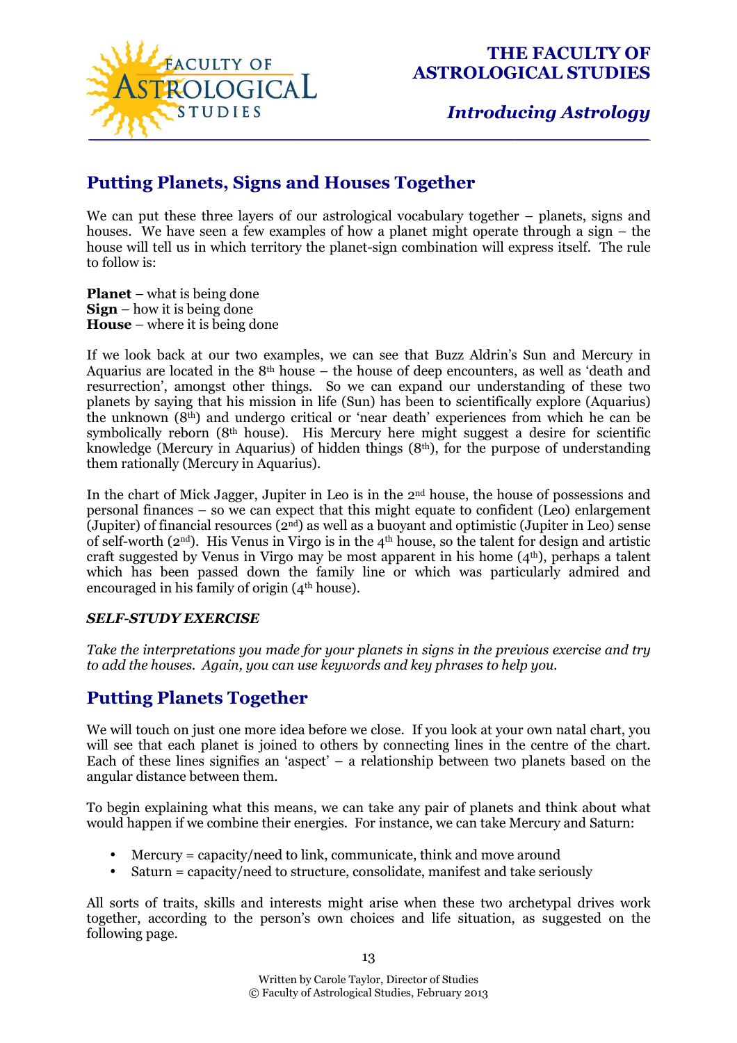## Putting Planets, Signs and Houses Together

We can put these three layers of our astrological vocabulary together – planets, signs and houses. We have seen a few examples of how a planet might operate through a sign – the house will tell us in which territory the planet-sign combination will express itself. The rule to follow is:

**Planet** – what is being done
**Sign** – how it is being done
**House** – where it is being done

If we look back at our two examples, we can see that Buzz Aldrin's Sun and Mercury in Aquarius are located in the 8th house – the house of deep encounters, as well as 'death and resurrection', amongst other things. So we can expand our understanding of these two planets by saying that his mission in life (Sun) has been to scientifically explore (Aquarius) the unknown (8th) and undergo critical or 'near death' experiences from which he can be symbolically reborn (8th house). His Mercury here might suggest a desire for scientific knowledge (Mercury in Aquarius) of hidden things (8th), for the purpose of understanding them rationally (Mercury in Aquarius).

In the chart of Mick Jagger, Jupiter in Leo is in the 2nd house, the house of possessions and personal finances – so we can expect that this might equate to confident (Leo) enlargement (Jupiter) of financial resources (2nd) as well as a buoyant and optimistic (Jupiter in Leo) sense of self-worth (2nd). His Venus in Virgo is in the 4th house, so the talent for design and artistic craft suggested by Venus in Virgo may be most apparent in his home (4th), perhaps a talent which has been passed down the family line or which was particularly admired and encouraged in his family of origin (4th house).

***SELF-STUDY EXERCISE***

*Take the interpretations you made for your planets in signs in the previous exercise and try to add the houses. Again, you can use keywords and key phrases to help you.*

## Putting Planets Together

We will touch on just one more idea before we close. If you look at your own natal chart, you will see that each planet is joined to others by connecting lines in the centre of the chart. Each of these lines signifies an 'aspect' – a relationship between two planets based on the angular distance between them.

To begin explaining what this means, we can take any pair of planets and think about what would happen if we combine their energies. For instance, we can take Mercury and Saturn:

- Mercury = capacity/need to link, communicate, think and move around
- Saturn = capacity/need to structure, consolidate, manifest and take seriously

All sorts of traits, skills and interests might arise when these two archetypal drives work together, according to the person's own choices and life situation, as suggested on the following page.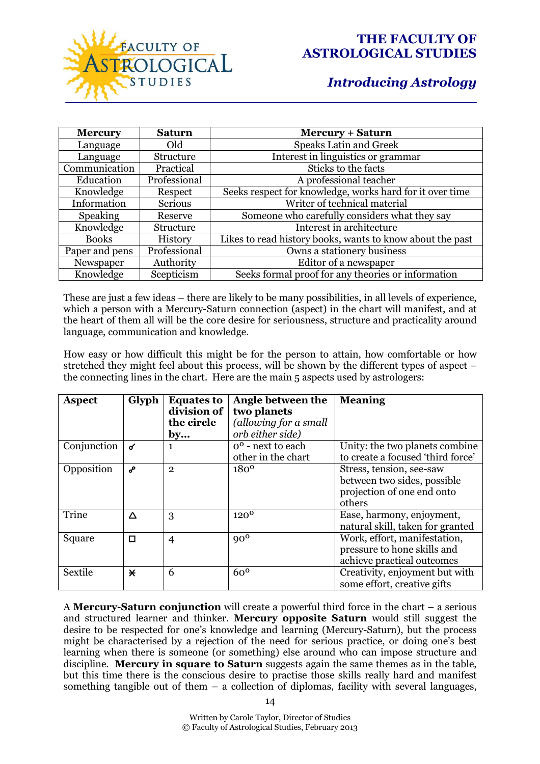| Mercury | Saturn | Mercury + Saturn |
|---|---|---|
| Language | Old | Speaks Latin and Greek |
| Language | Structure | Interest in linguistics or grammar |
| Communication | Practical | Sticks to the facts |
| Education | Professional | A professional teacher |
| Knowledge | Respect | Seeks respect for knowledge, works hard for it over time |
| Information | Serious | Writer of technical material |
| Speaking | Reserve | Someone who carefully considers what they say |
| Knowledge | Structure | Interest in architecture |
| Books | History | Likes to read history books, wants to know about the past |
| Paper and pens | Professional | Owns a stationery business |
| Newspaper | Authority | Editor of a newspaper |
| Knowledge | Scepticism | Seeks formal proof for any theories or information |

These are just a few ideas – there are likely to be many possibilities, in all levels of experience, which a person with a Mercury-Saturn connection (aspect) in the chart will manifest, and at the heart of them all will be the core desire for seriousness, structure and practicality around language, communication and knowledge.

How easy or how difficult this might be for the person to attain, how comfortable or how stretched they might feel about this process, will be shown by the different types of aspect – the connecting lines in the chart. Here are the main 5 aspects used by astrologers:

| Aspect | Glyph | Equates to division of the circle by… | Angle between the two planets *(allowing for a small orb either side)* | Meaning |
|---|---|---|---|---|
| Conjunction | ☌ | 1 | 0° - next to each other in the chart | Unity: the two planets combine to create a focused 'third force' |
| Opposition | ☍ | 2 | 180° | Stress, tension, see-saw between two sides, possible projection of one end onto others |
| Trine | △ | 3 | 120° | Ease, harmony, enjoyment, natural skill, taken for granted |
| Square | □ | 4 | 90° | Work, effort, manifestation, pressure to hone skills and achieve practical outcomes |
| Sextile | ⚹ | 6 | 60° | Creativity, enjoyment but with some effort, creative gifts |

A **Mercury-Saturn conjunction** will create a powerful third force in the chart – a serious and structured learner and thinker. **Mercury opposite Saturn** would still suggest the desire to be respected for one's knowledge and learning (Mercury-Saturn), but the process might be characterised by a rejection of the need for serious practice, or doing one's best learning when there is someone (or something) else around who can impose structure and discipline. **Mercury in square to Saturn** suggests again the same themes as in the table, but this time there is the conscious desire to practise those skills really hard and manifest something tangible out of them – a collection of diplomas, facility with several languages,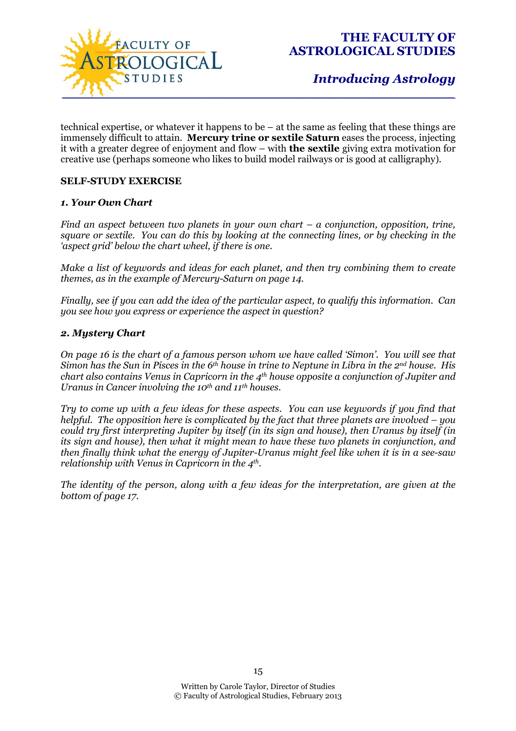technical expertise, or whatever it happens to be – at the same as feeling that these things are immensely difficult to attain. **Mercury trine or sextile Saturn** eases the process, injecting it with a greater degree of enjoyment and flow – with **the sextile** giving extra motivation for creative use (perhaps someone who likes to build model railways or is good at calligraphy).

**SELF-STUDY EXERCISE**

***1. Your Own Chart***

*Find an aspect between two planets in your own chart – a conjunction, opposition, trine, square or sextile. You can do this by looking at the connecting lines, or by checking in the 'aspect grid' below the chart wheel, if there is one.*

*Make a list of keywords and ideas for each planet, and then try combining them to create themes, as in the example of Mercury-Saturn on page 14.*

*Finally, see if you can add the idea of the particular aspect, to qualify this information. Can you see how you express or experience the aspect in question?*

***2. Mystery Chart***

*On page 16 is the chart of a famous person whom we have called 'Simon'. You will see that Simon has the Sun in Pisces in the 6th house in trine to Neptune in Libra in the 2nd house. His chart also contains Venus in Capricorn in the 4th house opposite a conjunction of Jupiter and Uranus in Cancer involving the 10th and 11th houses.*

*Try to come up with a few ideas for these aspects. You can use keywords if you find that helpful. The opposition here is complicated by the fact that three planets are involved – you could try first interpreting Jupiter by itself (in its sign and house), then Uranus by itself (in its sign and house), then what it might mean to have these two planets in conjunction, and then finally think what the energy of Jupiter-Uranus might feel like when it is in a see-saw relationship with Venus in Capricorn in the 4th.*

*The identity of the person, along with a few ideas for the interpretation, are given at the bottom of page 17.*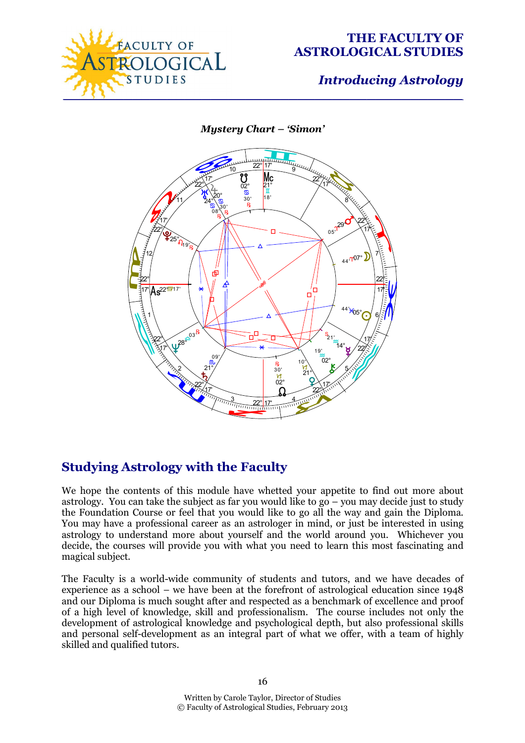***Mystery Chart – 'Simon'***

## Studying Astrology with the Faculty

We hope the contents of this module have whetted your appetite to find out more about astrology. You can take the subject as far you would like to go – you may decide just to study the Foundation Course or feel that you would like to go all the way and gain the Diploma. You may have a professional career as an astrologer in mind, or just be interested in using astrology to understand more about yourself and the world around you. Whichever you decide, the courses will provide you with what you need to learn this most fascinating and magical subject.

The Faculty is a world-wide community of students and tutors, and we have decades of experience as a school – we have been at the forefront of astrological education since 1948 and our Diploma is much sought after and respected as a benchmark of excellence and proof of a high level of knowledge, skill and professionalism. The course includes not only the development of astrological knowledge and psychological depth, but also professional skills and personal self-development as an integral part of what we offer, with a team of highly skilled and qualified tutors.

Written by Carole Taylor, Director of Studies
© Faculty of Astrological Studies, February 2013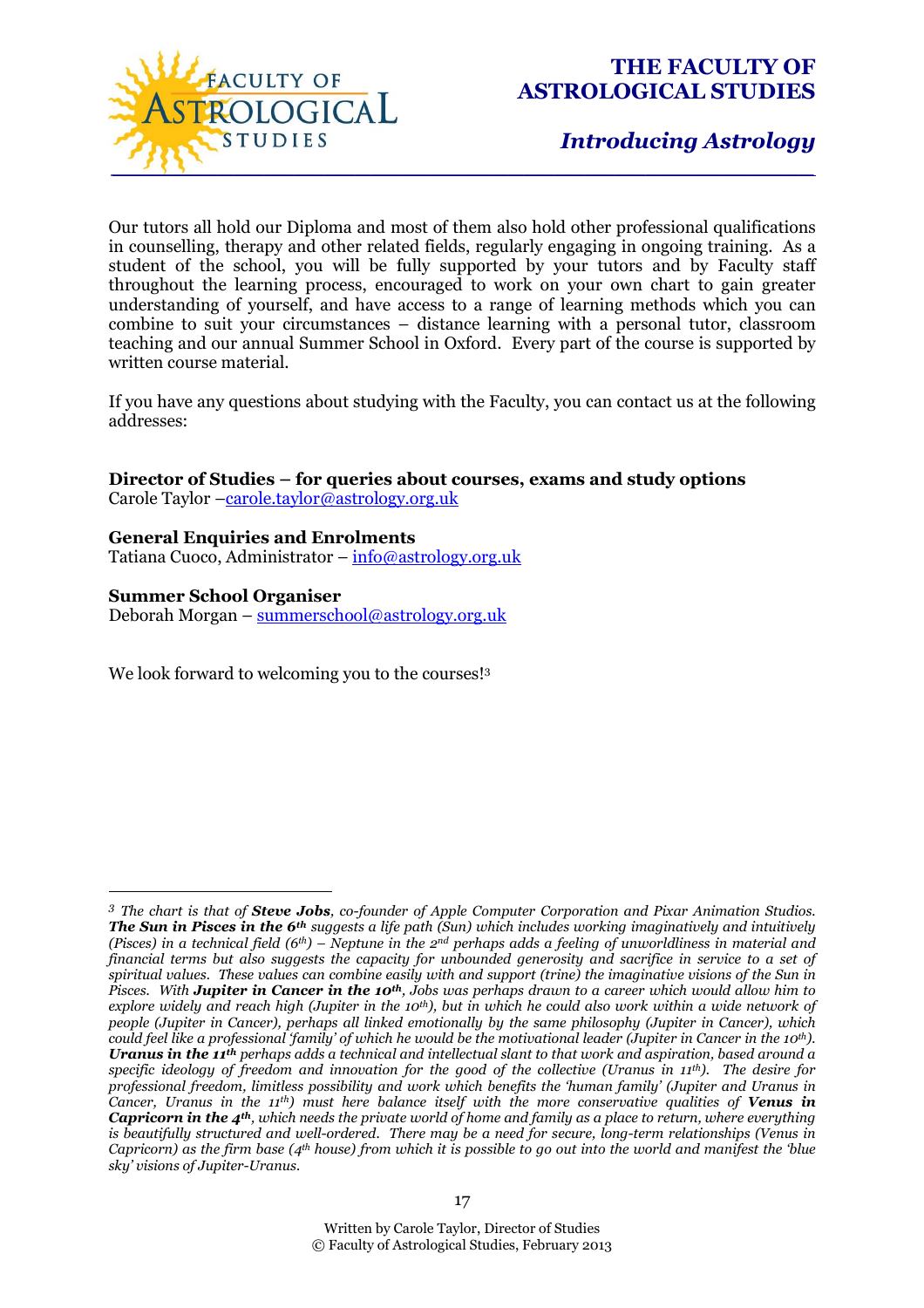Our tutors all hold our Diploma and most of them also hold other professional qualifications in counselling, therapy and other related fields, regularly engaging in ongoing training. As a student of the school, you will be fully supported by your tutors and by Faculty staff throughout the learning process, encouraged to work on your own chart to gain greater understanding of yourself, and have access to a range of learning methods which you can combine to suit your circumstances – distance learning with a personal tutor, classroom teaching and our annual Summer School in Oxford. Every part of the course is supported by written course material.

If you have any questions about studying with the Faculty, you can contact us at the following addresses:

**Director of Studies – for queries about courses, exams and study options**
Carole Taylor –carole.taylor@astrology.org.uk

**General Enquiries and Enrolments**
Tatiana Cuoco, Administrator – info@astrology.org.uk

**Summer School Organiser**
Deborah Morgan – summerschool@astrology.org.uk

We look forward to welcoming you to the courses![3]

---

*[3] The chart is that of **Steve Jobs**, co-founder of Apple Computer Corporation and Pixar Animation Studios. **The Sun in Pisces in the 6th** suggests a life path (Sun) which includes working imaginatively and intuitively (Pisces) in a technical field (6th) – Neptune in the 2nd perhaps adds a feeling of unworldliness in material and financial terms but also suggests the capacity for unbounded generosity and sacrifice in service to a set of spiritual values. These values can combine easily with and support (trine) the imaginative visions of the Sun in Pisces. With **Jupiter in Cancer in the 10th**, Jobs was perhaps drawn to a career which would allow him to explore widely and reach high (Jupiter in the 10th), but in which he could also work within a wide network of people (Jupiter in Cancer), perhaps all linked emotionally by the same philosophy (Jupiter in Cancer), which could feel like a professional 'family' of which he would be the motivational leader (Jupiter in Cancer in the 10th). **Uranus in the 11th** perhaps adds a technical and intellectual slant to that work and aspiration, based around a specific ideology of freedom and innovation for the good of the collective (Uranus in 11th). The desire for professional freedom, limitless possibility and work which benefits the 'human family' (Jupiter and Uranus in Cancer, Uranus in the 11th) must here balance itself with the more conservative qualities of **Venus in Capricorn in the 4th**, which needs the private world of home and family as a place to return, where everything is beautifully structured and well-ordered. There may be a need for secure, long-term relationships (Venus in Capricorn) as the firm base (4th house) from which it is possible to go out into the world and manifest the 'blue sky' visions of Jupiter-Uranus.*